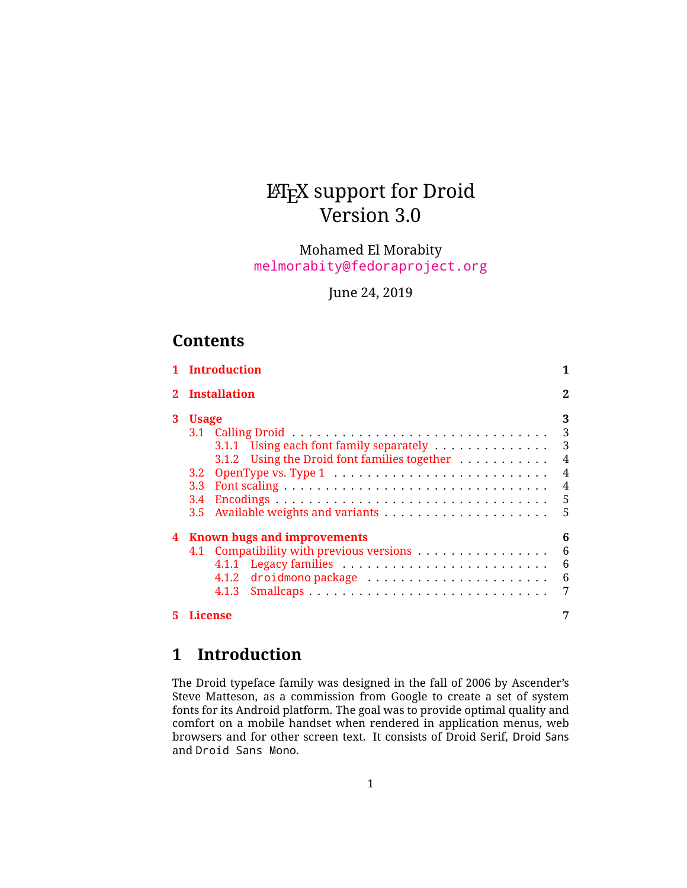# LaTeX support for Droid
# Version 3.0

Mohamed El Morabity
`melmorabity@fedoraproject.org`

June 24, 2019

## Contents

- **1 Introduction** — 1
- **2 Installation** — 2
- **3 Usage** — 3
  - 3.1 Calling Droid — 3
    - 3.1.1 Using each font family separately — 3
    - 3.1.2 Using the Droid font families together — 4
  - 3.2 OpenType vs. Type 1 — 4
  - 3.3 Font scaling — 4
  - 3.4 Encodings — 5
  - 3.5 Available weights and variants — 5
- **4 Known bugs and improvements** — 6
  - 4.1 Compatibility with previous versions — 6
    - 4.1.1 Legacy families — 6
    - 4.1.2 `droidmono` package — 6
    - 4.1.3 Smallcaps — 7
- **5 License** — 7

## 1 Introduction

The Droid typeface family was designed in the fall of 2006 by Ascender's Steve Matteson, as a commission from Google to create a set of system fonts for its Android platform. The goal was to provide optimal quality and comfort on a mobile handset when rendered in application menus, web browsers and for other screen text. It consists of Droid Serif, Droid Sans and `Droid Sans Mono`.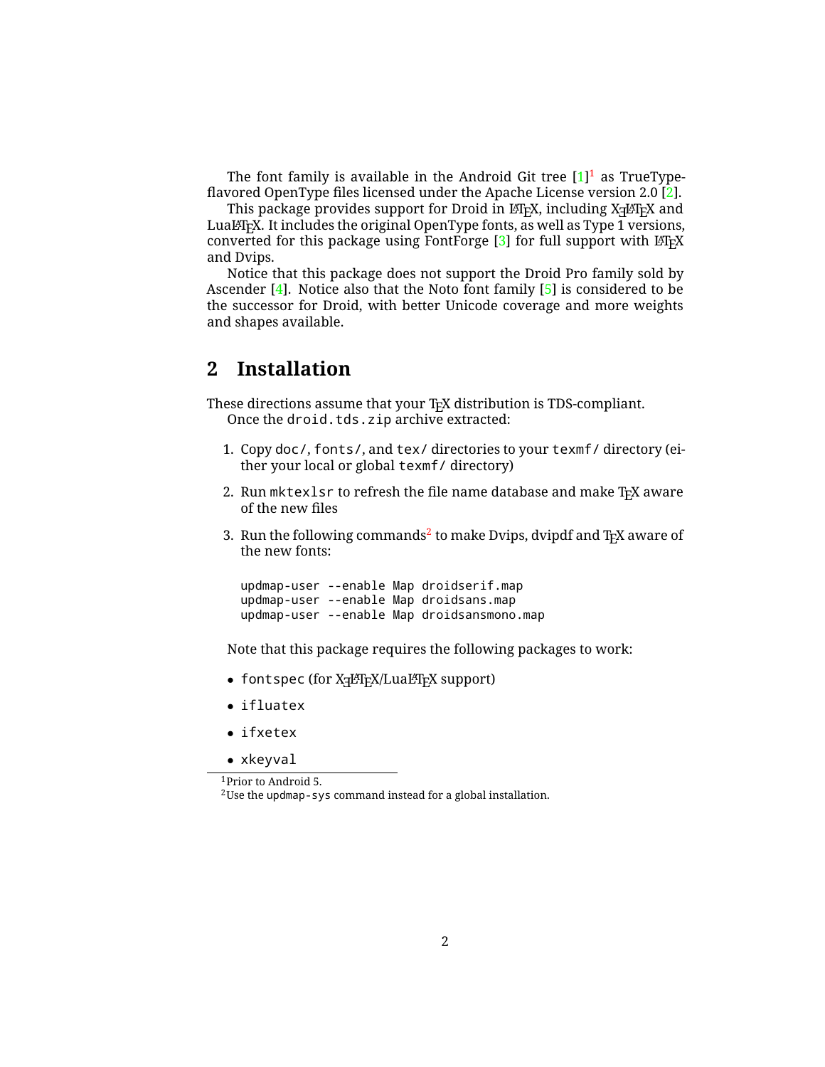The font family is available in the Android Git tree [1][1] as TrueType-flavored OpenType files licensed under the Apache License version 2.0 [2].

This package provides support for Droid in LaTeX, including XeLaTeX and LuaLaTeX. It includes the original OpenType fonts, as well as Type 1 versions, converted for this package using FontForge [3] for full support with LaTeX and Dvips.

Notice that this package does not support the Droid Pro family sold by Ascender [4]. Notice also that the Noto font family [5] is considered to be the successor for Droid, with better Unicode coverage and more weights and shapes available.

## 2 Installation

These directions assume that your TeX distribution is TDS-compliant.

Once the `droid.tds.zip` archive extracted:

1. Copy `doc/`, `fonts/`, and `tex/` directories to your `texmf/` directory (either your local or global `texmf/` directory)
2. Run `mktexlsr` to refresh the file name database and make TeX aware of the new files
3. Run the following commands[2] to make Dvips, dvipdf and TeX aware of the new fonts:

```
updmap-user --enable Map droidserif.map
updmap-user --enable Map droidsans.map
updmap-user --enable Map droidsansmono.map
```

Note that this package requires the following packages to work:

- `fontspec` (for XeLaTeX/LuaLaTeX support)
- `ifluatex`
- `ifxetex`
- `xkeyval`

[1] Prior to Android 5.

[2] Use the `updmap-sys` command instead for a global installation.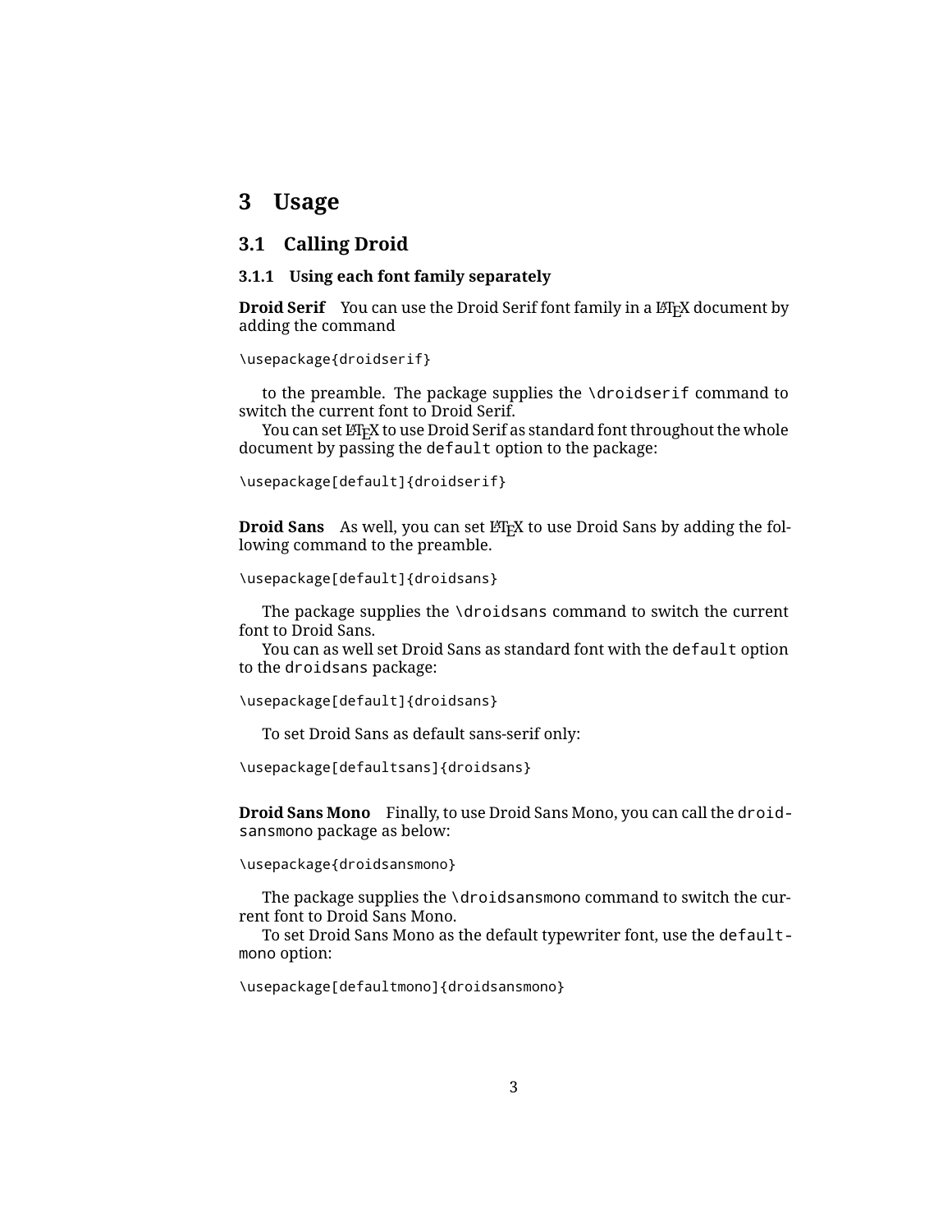# 3 Usage

## 3.1 Calling Droid

### 3.1.1 Using each font family separately

**Droid Serif** You can use the Droid Serif font family in a LaTeX document by adding the command

```
\usepackage{droidserif}
```

to the preamble. The package supplies the `\droidserif` command to switch the current font to Droid Serif.

You can set LaTeX to use Droid Serif as standard font throughout the whole document by passing the `default` option to the package:

```
\usepackage[default]{droidserif}
```

**Droid Sans** As well, you can set LaTeX to use Droid Sans by adding the following command to the preamble.

```
\usepackage[default]{droidsans}
```

The package supplies the `\droidsans` command to switch the current font to Droid Sans.

You can as well set Droid Sans as standard font with the `default` option to the `droidsans` package:

```
\usepackage[default]{droidsans}
```

To set Droid Sans as default sans-serif only:

```
\usepackage[defaultsans]{droidsans}
```

**Droid Sans Mono** Finally, to use Droid Sans Mono, you can call the `droidsansmono` package as below:

```
\usepackage{droidsansmono}
```

The package supplies the `\droidsansmono` command to switch the current font to Droid Sans Mono.

To set Droid Sans Mono as the default typewriter font, use the `defaultmono` option:

```
\usepackage[defaultmono]{droidsansmono}
```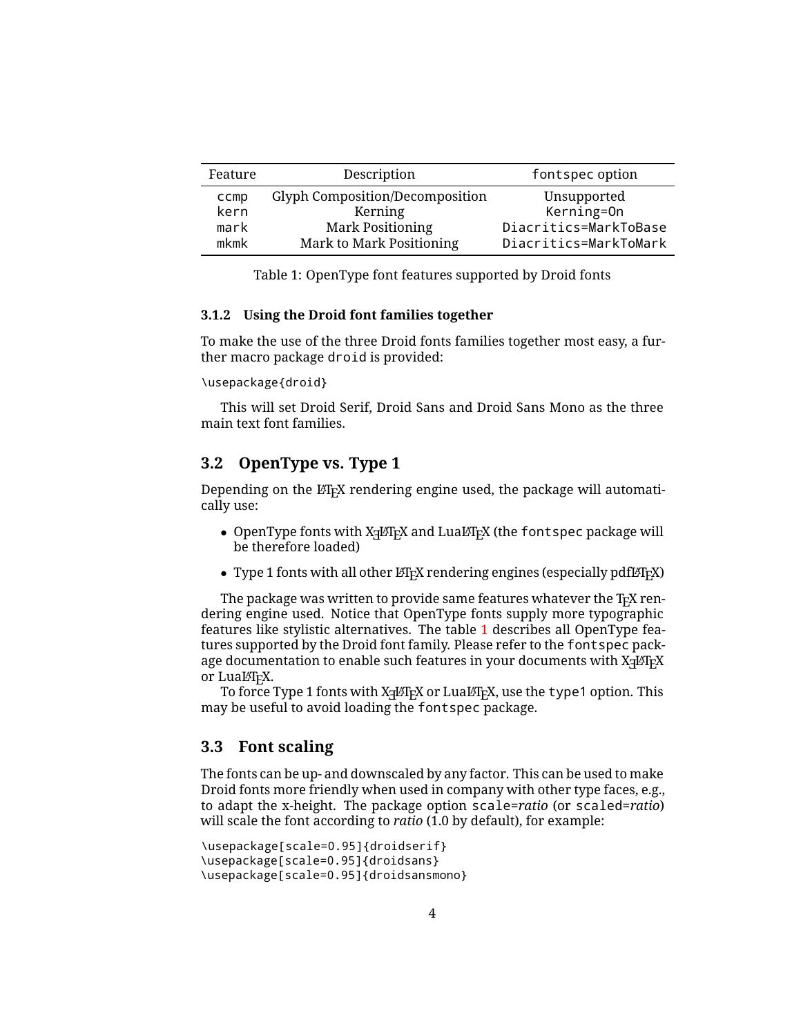| Feature | Description | fontspec option |
|---|---|---|
| ccmp | Glyph Composition/Decomposition | Unsupported |
| kern | Kerning | Kerning=On |
| mark | Mark Positioning | Diacritics=MarkToBase |
| mkmk | Mark to Mark Positioning | Diacritics=MarkToMark |

Table 1: OpenType font features supported by Droid fonts

#### 3.1.2 Using the Droid font families together

To make the use of the three Droid fonts families together most easy, a further macro package droid is provided:

```
\usepackage{droid}
```

This will set Droid Serif, Droid Sans and Droid Sans Mono as the three main text font families.

### 3.2 OpenType vs. Type 1

Depending on the LaTeX rendering engine used, the package will automatically use:

- OpenType fonts with XeLaTeX and LuaLaTeX (the fontspec package will be therefore loaded)
- Type 1 fonts with all other LaTeX rendering engines (especially pdfLaTeX)

The package was written to provide same features whatever the TeX rendering engine used. Notice that OpenType fonts supply more typographic features like stylistic alternatives. The table 1 describes all OpenType features supported by the Droid font family. Please refer to the fontspec package documentation to enable such features in your documents with XeLaTeX or LuaLaTeX.

To force Type 1 fonts with XeLaTeX or LuaLaTeX, use the type1 option. This may be useful to avoid loading the fontspec package.

### 3.3 Font scaling

The fonts can be up- and downscaled by any factor. This can be used to make Droid fonts more friendly when used in company with other type faces, e.g., to adapt the x-height. The package option scale=*ratio* (or scaled=*ratio*) will scale the font according to *ratio* (1.0 by default), for example:

```
\usepackage[scale=0.95]{droidserif}
\usepackage[scale=0.95]{droidsans}
\usepackage[scale=0.95]{droidsansmono}
```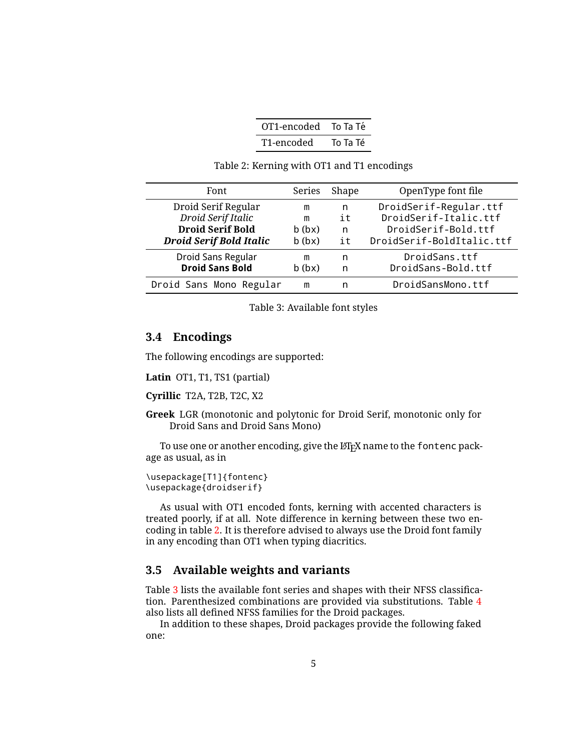| OT1-encoded | To Ta Té |
|---|---|
| T1-encoded | To Ta Té |

Table 2: Kerning with OT1 and T1 encodings

| Font | Series | Shape | OpenType font file |
|---|---|---|---|
| Droid Serif Regular | m | n | DroidSerif-Regular.ttf |
| *Droid Serif Italic* | m | it | DroidSerif-Italic.ttf |
| **Droid Serif Bold** | b (bx) | n | DroidSerif-Bold.ttf |
| ***Droid Serif Bold Italic*** | b (bx) | it | DroidSerif-BoldItalic.ttf |
| Droid Sans Regular | m | n | DroidSans.ttf |
| **Droid Sans Bold** | b (bx) | n | DroidSans-Bold.ttf |
| `Droid Sans Mono Regular` | m | n | DroidSansMono.ttf |

Table 3: Available font styles

## 3.4 Encodings

The following encodings are supported:

**Latin** OT1, T1, TS1 (partial)

**Cyrillic** T2A, T2B, T2C, X2

**Greek** LGR (monotonic and polytonic for Droid Serif, monotonic only for Droid Sans and Droid Sans Mono)

To use one or another encoding, give the LaTeX name to the `fontenc` package as usual, as in

```
\usepackage[T1]{fontenc}
\usepackage{droidserif}
```

As usual with OT1 encoded fonts, kerning with accented characters is treated poorly, if at all. Note difference in kerning between these two encoding in table 2. It is therefore advised to always use the Droid font family in any encoding than OT1 when typing diacritics.

## 3.5 Available weights and variants

Table 3 lists the available font series and shapes with their NFSS classification. Parenthesized combinations are provided via substitutions. Table 4 also lists all defined NFSS families for the Droid packages.

In addition to these shapes, Droid packages provide the following faked one: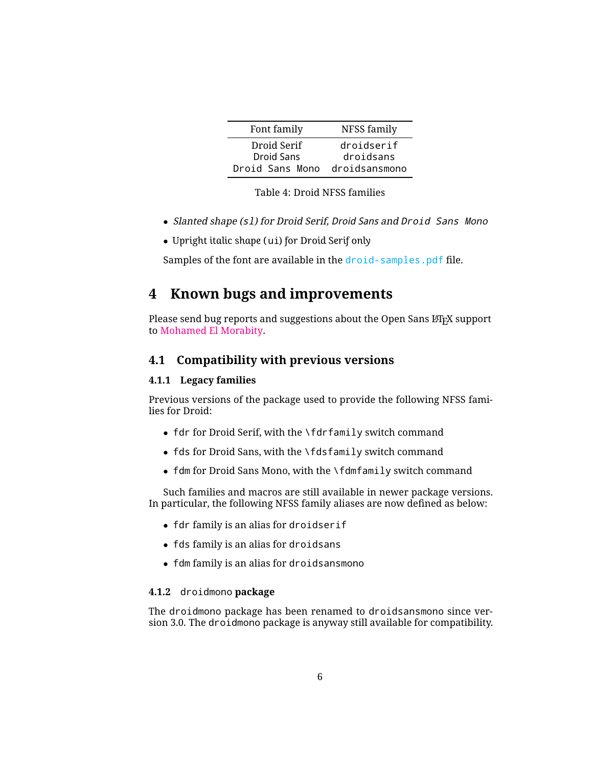| Font family | NFSS family |
|---|---|
| Droid Serif | `droidserif` |
| Droid Sans | `droidsans` |
| `Droid Sans Mono` | `droidsansmono` |

Table 4: Droid NFSS families

- *Slanted shape (`sl`) for Droid Serif, Droid Sans and `Droid Sans Mono`*
- Upright italic shape (`ui`) for Droid Serif only

Samples of the font are available in the `droid-samples.pdf` file.

# 4 Known bugs and improvements

Please send bug reports and suggestions about the Open Sans LaTeX support to Mohamed El Morabity.

## 4.1 Compatibility with previous versions

### 4.1.1 Legacy families

Previous versions of the package used to provide the following NFSS families for Droid:

- `fdr` for Droid Serif, with the `\fdrfamily` switch command
- `fds` for Droid Sans, with the `\fdsfamily` switch command
- `fdm` for Droid Sans Mono, with the `\fdmfamily` switch command

Such families and macros are still available in newer package versions. In particular, the following NFSS family aliases are now defined as below:

- `fdr` family is an alias for `droidserif`
- `fds` family is an alias for `droidsans`
- `fdm` family is an alias for `droidsansmono`

### 4.1.2 `droidmono` package

The `droidmono` package has been renamed to `droidsansmono` since version 3.0. The `droidmono` package is anyway still available for compatibility.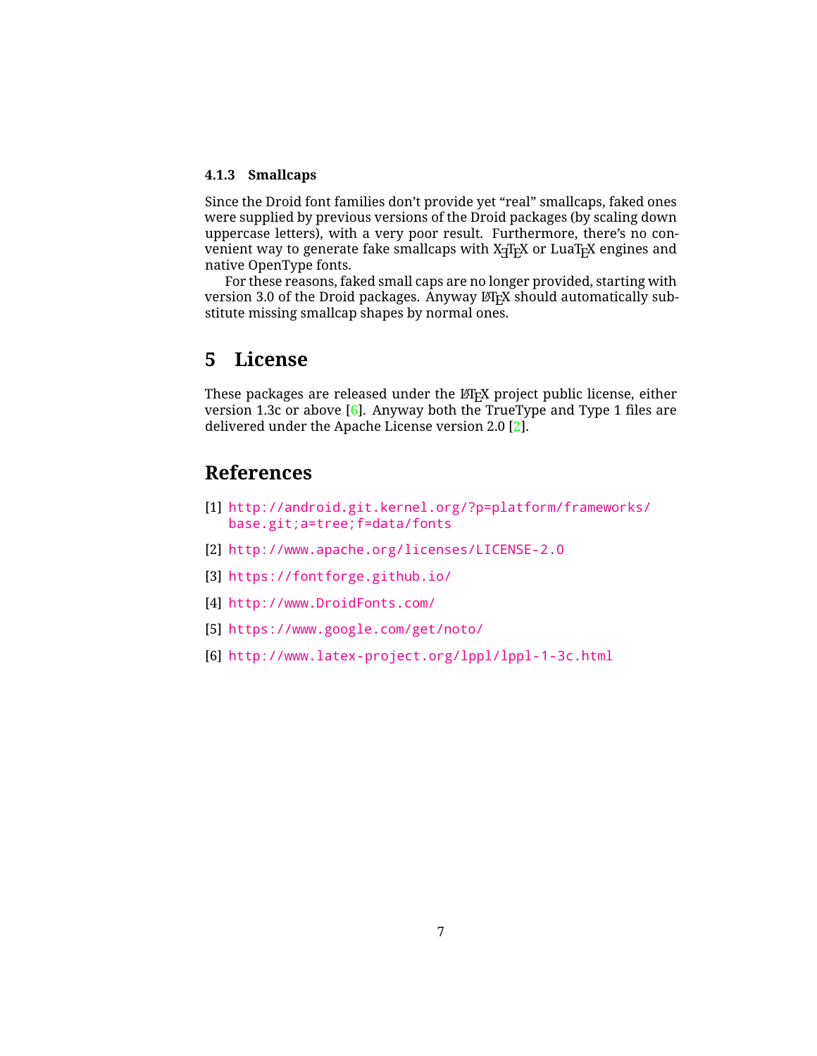#### 4.1.3 Smallcaps

Since the Droid font families don't provide yet "real" smallcaps, faked ones were supplied by previous versions of the Droid packages (by scaling down uppercase letters), with a very poor result. Furthermore, there's no convenient way to generate fake smallcaps with XeTeX or LuaTeX engines and native OpenType fonts.

For these reasons, faked small caps are no longer provided, starting with version 3.0 of the Droid packages. Anyway LaTeX should automatically substitute missing smallcap shapes by normal ones.

## 5 License

These packages are released under the LaTeX project public license, either version 1.3c or above [6]. Anyway both the TrueType and Type 1 files are delivered under the Apache License version 2.0 [2].

## References

[1] http://android.git.kernel.org/?p=platform/frameworks/base.git;a=tree;f=data/fonts

[2] http://www.apache.org/licenses/LICENSE-2.0

[3] https://fontforge.github.io/

[4] http://www.DroidFonts.com/

[5] https://www.google.com/get/noto/

[6] http://www.latex-project.org/lppl/lppl-1-3c.html